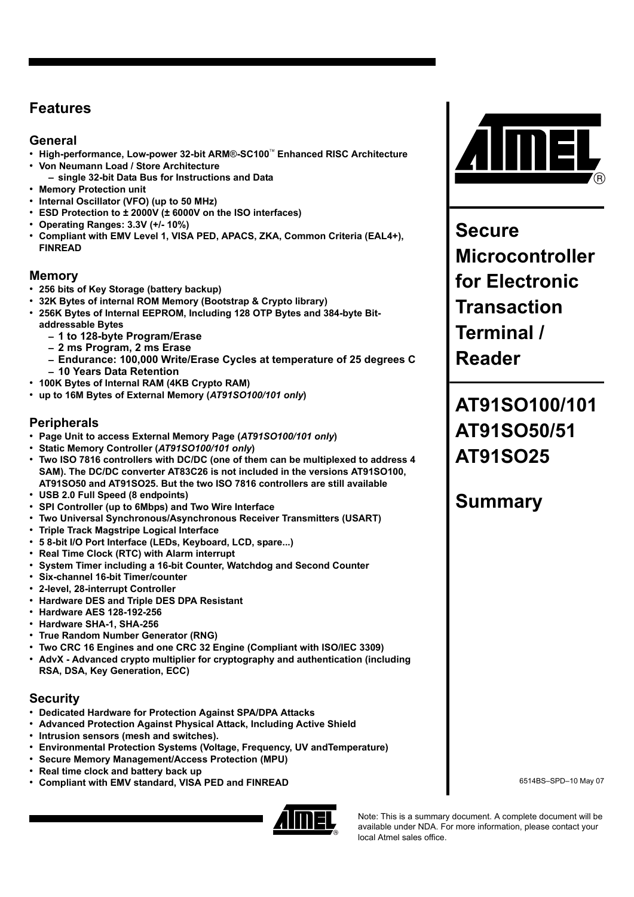# Features

## General

- High-performance, Low-power 32-bit ARM®-SC100™ Enhanced RISC Architecture
- Von Neumann Load / Store Architecture
  - single 32-bit Data Bus for Instructions and Data
- Memory Protection unit
- Internal Oscillator (VFO) (up to 50 MHz)
- ESD Protection to ± 2000V (± 6000V on the ISO interfaces)
- Operating Ranges: 3.3V (+/- 10%)
- Compliant with EMV Level 1, VISA PED, APACS, ZKA, Common Criteria (EAL4+), FINREAD

## Memory

- 256 bits of Key Storage (battery backup)
- 32K Bytes of internal ROM Memory (Bootstrap & Crypto library)
- 256K Bytes of Internal EEPROM, Including 128 OTP Bytes and 384-byte Bit-addressable Bytes
  - 1 to 128-byte Program/Erase
  - 2 ms Program, 2 ms Erase
  - Endurance: 100,000 Write/Erase Cycles at temperature of 25 degrees C
  - 10 Years Data Retention
- 100K Bytes of Internal RAM (4KB Crypto RAM)
- up to 16M Bytes of External Memory (*AT91SO100/101 only*)

## Peripherals

- Page Unit to access External Memory Page (*AT91SO100/101 only*)
- Static Memory Controller (*AT91SO100/101 only*)
- Two ISO 7816 controllers with DC/DC (one of them can be multiplexed to address 4 SAM). The DC/DC converter AT83C26 is not included in the versions AT91SO100, AT91SO50 and AT91SO25. But the two ISO 7816 controllers are still available
- USB 2.0 Full Speed (8 endpoints)
- SPI Controller (up to 6Mbps) and Two Wire Interface
- Two Universal Synchronous/Asynchronous Receiver Transmitters (USART)
- Triple Track Magstripe Logical Interface
- 5 8-bit I/O Port Interface (LEDs, Keyboard, LCD, spare...)
- Real Time Clock (RTC) with Alarm interrupt
- System Timer including a 16-bit Counter, Watchdog and Second Counter
- Six-channel 16-bit Timer/counter
- 2-level, 28-interrupt Controller
- Hardware DES and Triple DES DPA Resistant
- Hardware AES 128-192-256
- Hardware SHA-1, SHA-256
- True Random Number Generator (RNG)
- Two CRC 16 Engines and one CRC 32 Engine (Compliant with ISO/IEC 3309)
- AdvX - Advanced crypto multiplier for cryptography and authentication (including RSA, DSA, Key Generation, ECC)

## Security

- Dedicated Hardware for Protection Against SPA/DPA Attacks
- Advanced Protection Against Physical Attack, Including Active Shield
- Intrusion sensors (mesh and switches).
- Environmental Protection Systems (Voltage, Frequency, UV andTemperature)
- Secure Memory Management/Access Protection (MPU)
- Real time clock and battery back up
- Compliant with EMV standard, VISA PED and FINREAD

# Secure Microcontroller for Electronic Transaction Terminal / Reader

# AT91SO100/101 AT91SO50/51 AT91SO25

# Summary

6514BS–SPD–10 May 07

Note: This is a summary document. A complete document will be available under NDA. For more information, please contact your local Atmel sales office.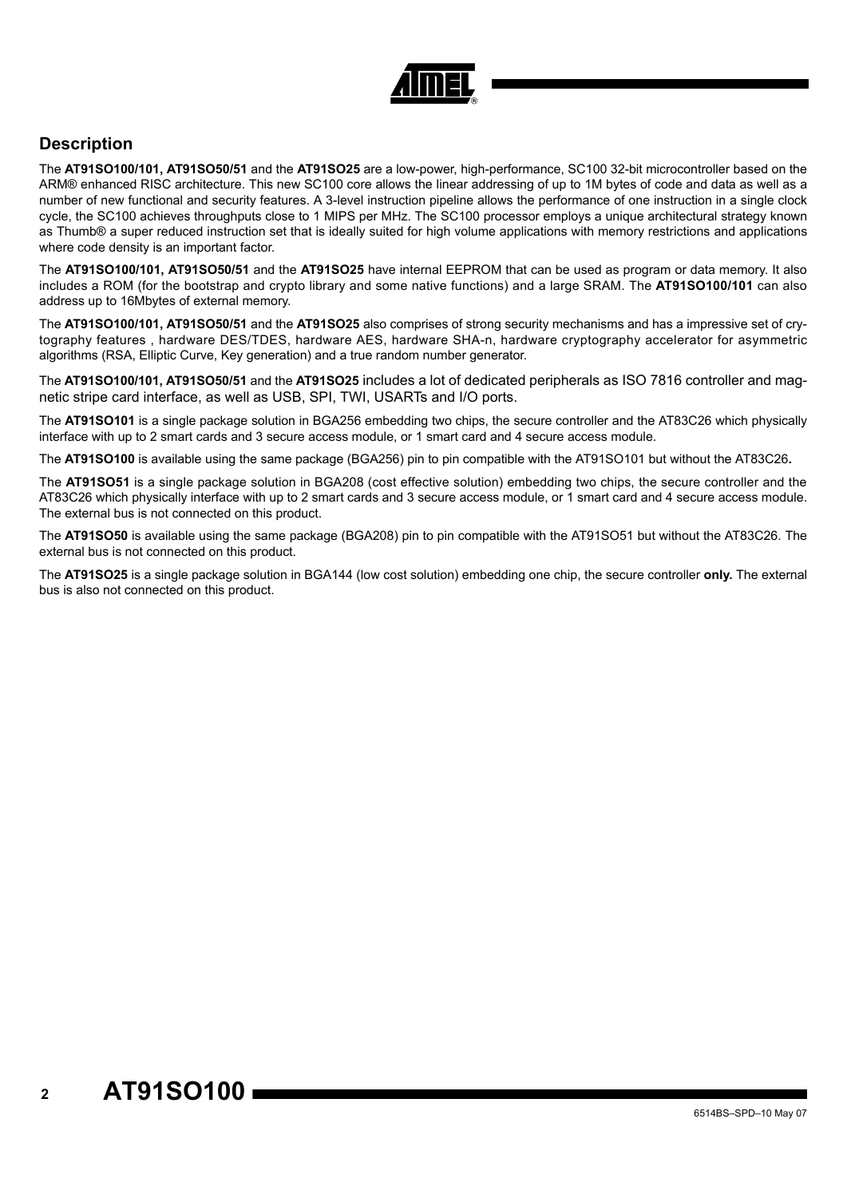## Description

The **AT91SO100/101, AT91SO50/51** and the **AT91SO25** are a low-power, high-performance, SC100 32-bit microcontroller based on the ARM® enhanced RISC architecture. This new SC100 core allows the linear addressing of up to 1M bytes of code and data as well as a number of new functional and security features. A 3-level instruction pipeline allows the performance of one instruction in a single clock cycle, the SC100 achieves throughputs close to 1 MIPS per MHz. The SC100 processor employs a unique architectural strategy known as Thumb® a super reduced instruction set that is ideally suited for high volume applications with memory restrictions and applications where code density is an important factor.

The **AT91SO100/101, AT91SO50/51** and the **AT91SO25** have internal EEPROM that can be used as program or data memory. It also includes a ROM (for the bootstrap and crypto library and some native functions) and a large SRAM. The **AT91SO100/101** can also address up to 16Mbytes of external memory.

The **AT91SO100/101, AT91SO50/51** and the **AT91SO25** also comprises of strong security mechanisms and has a impressive set of crytography features , hardware DES/TDES, hardware AES, hardware SHA-n, hardware cryptography accelerator for asymmetric algorithms (RSA, Elliptic Curve, Key generation) and a true random number generator.

The **AT91SO100/101, AT91SO50/51** and the **AT91SO25** includes a lot of dedicated peripherals as ISO 7816 controller and magnetic stripe card interface, as well as USB, SPI, TWI, USARTs and I/O ports.

The **AT91SO101** is a single package solution in BGA256 embedding two chips, the secure controller and the AT83C26 which physically interface with up to 2 smart cards and 3 secure access module, or 1 smart card and 4 secure access module.

The **AT91SO100** is available using the same package (BGA256) pin to pin compatible with the AT91SO101 but without the AT83C26**.**

The **AT91SO51** is a single package solution in BGA208 (cost effective solution) embedding two chips, the secure controller and the AT83C26 which physically interface with up to 2 smart cards and 3 secure access module, or 1 smart card and 4 secure access module. The external bus is not connected on this product.

The **AT91SO50** is available using the same package (BGA208) pin to pin compatible with the AT91SO51 but without the AT83C26. The external bus is not connected on this product.

The **AT91SO25** is a single package solution in BGA144 (low cost solution) embedding one chip, the secure controller **only.** The external bus is also not connected on this product.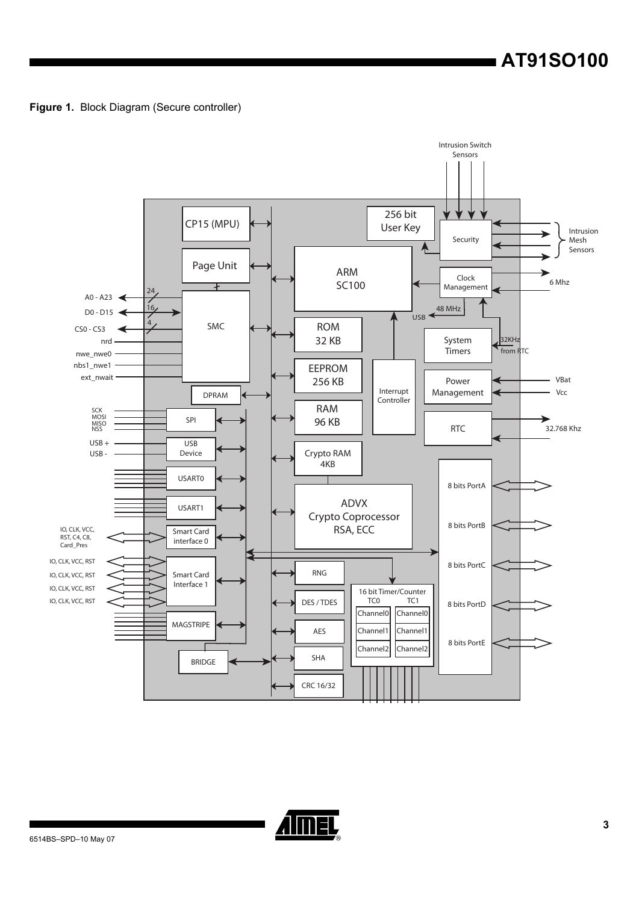**Figure 1.** Block Diagram (Secure controller)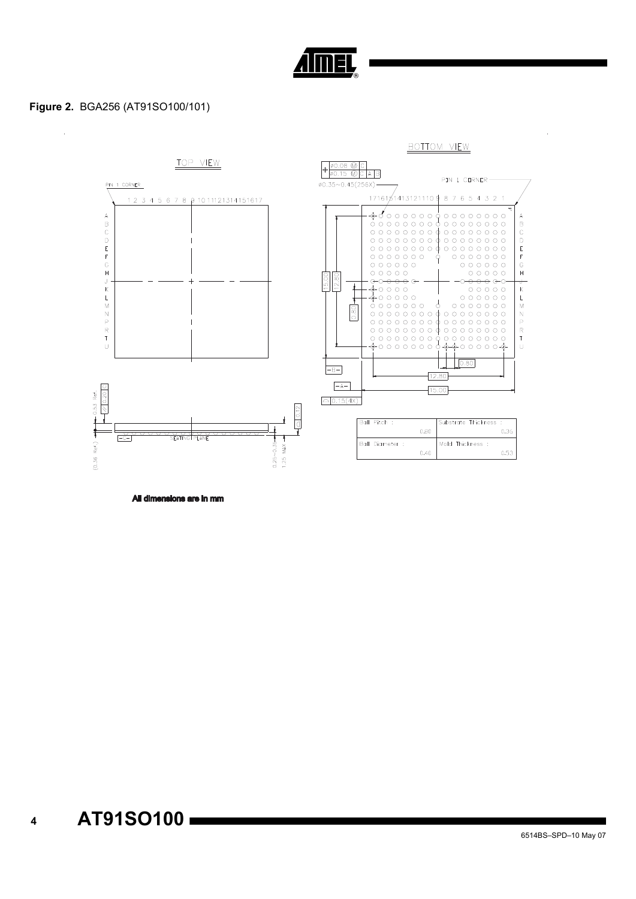**Figure 2.** BGA256 (AT91SO100/101)

| Ball Pitch : 0.80 | Substrate Thickness : 0.36 |
| --- | --- |
| Ball Diameter : 0.40 | Mold Thickness : 0.53 |

**All dimensions are in mm**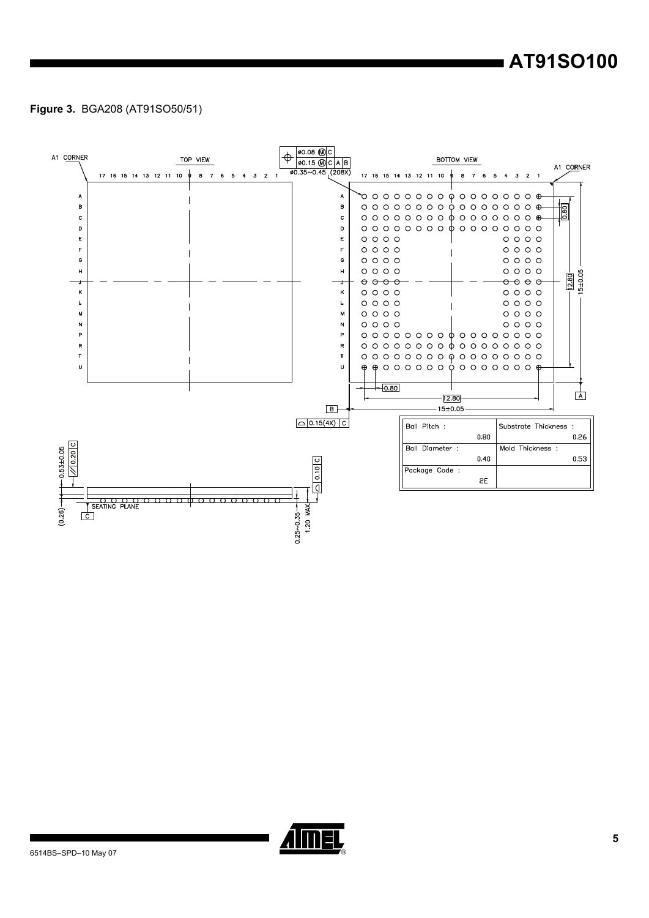**Figure 3.** BGA208 (AT91SO50/51)

| Ball Pitch : | Substrate Thickness : |
|---|---|
| 0.80 | 0.26 |
| Ball Diameter : | Mold Thickness : |
| 0.40 | 0.53 |
| Package Code : | |
| 2E | |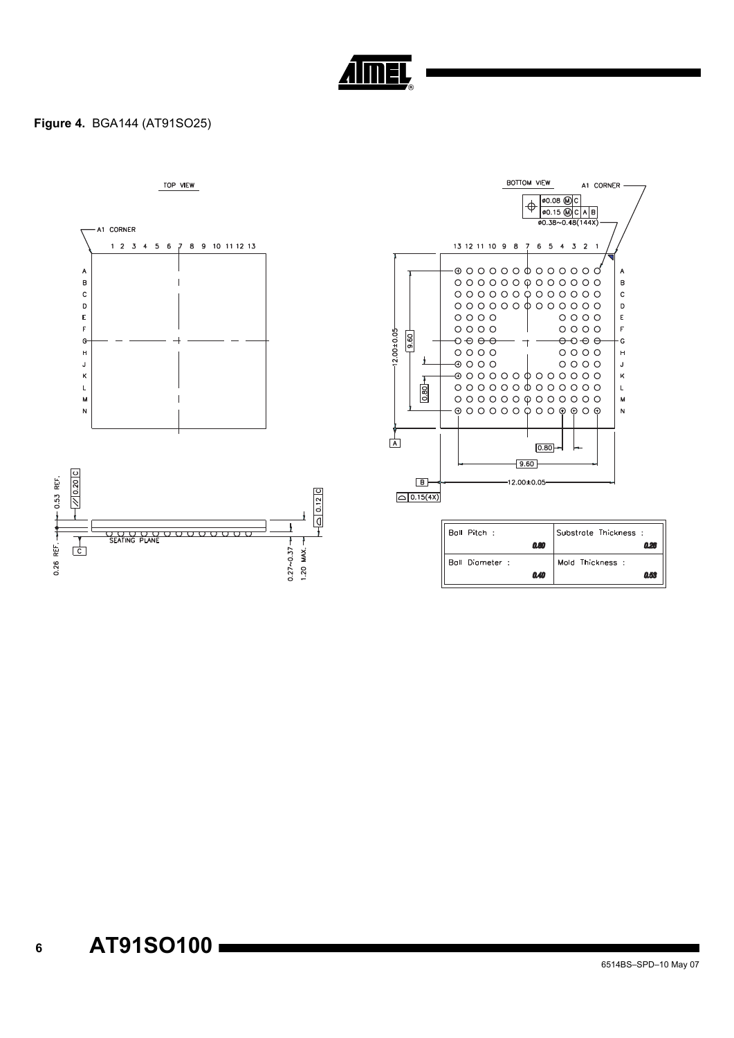**Figure 4.** BGA144 (AT91SO25)

| Ball Pitch : | Substrate Thickness : |
|---|---|
| 0.80 | 0.26 |
| Ball Diameter : | Mold Thickness : |
| 0.40 | 0.53 |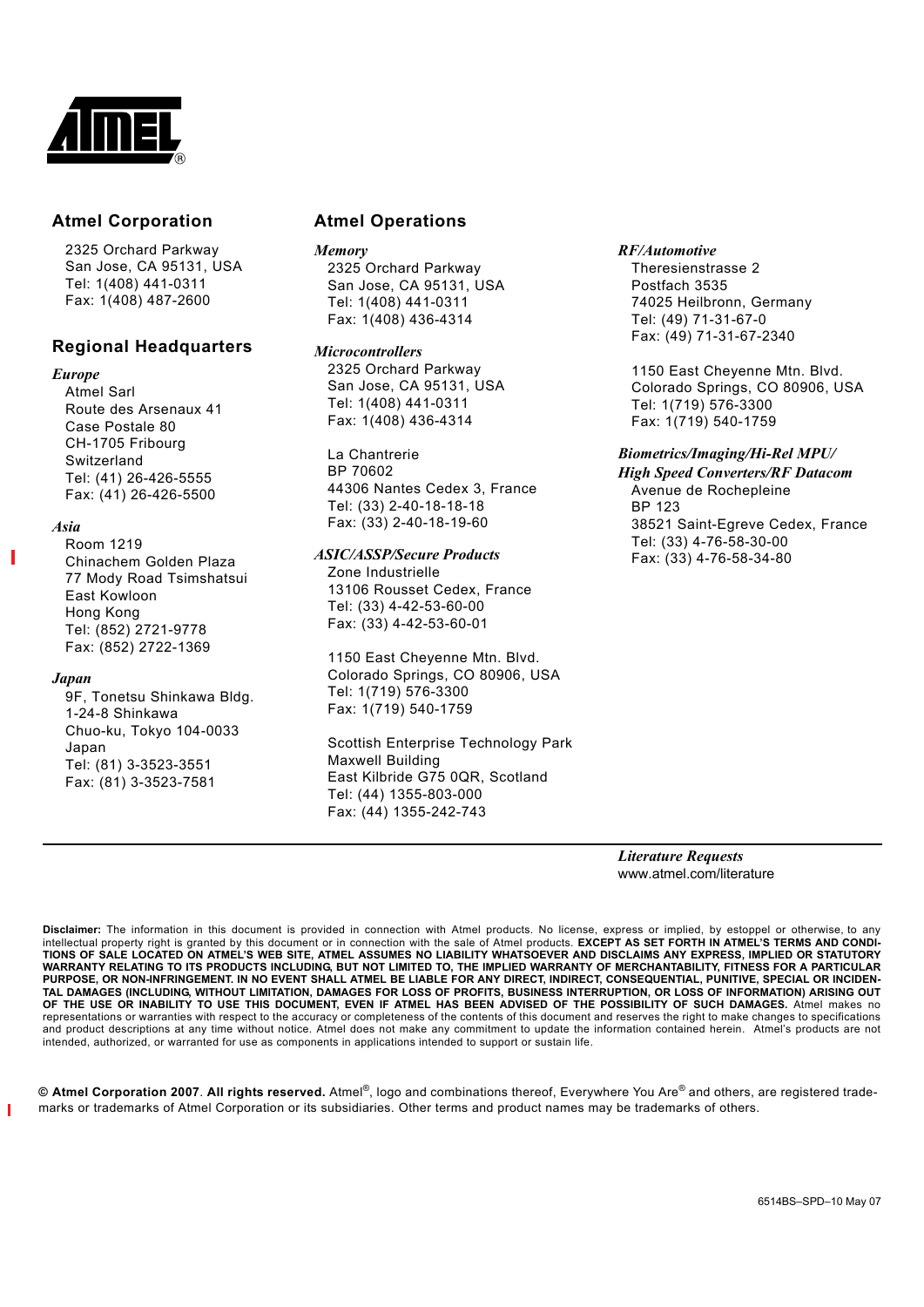## Atmel Corporation

2325 Orchard Parkway
San Jose, CA 95131, USA
Tel: 1(408) 441-0311
Fax: 1(408) 487-2600

## Regional Headquarters

*Europe*

Atmel Sarl
Route des Arsenaux 41
Case Postale 80
CH-1705 Fribourg
Switzerland
Tel: (41) 26-426-5555
Fax: (41) 26-426-5500

*Asia*

Room 1219
Chinachem Golden Plaza
77 Mody Road Tsimshatsui
East Kowloon
Hong Kong
Tel: (852) 2721-9778
Fax: (852) 2722-1369

*Japan*

9F, Tonetsu Shinkawa Bldg.
1-24-8 Shinkawa
Chuo-ku, Tokyo 104-0033
Japan
Tel: (81) 3-3523-3551
Fax: (81) 3-3523-7581

## Atmel Operations

*Memory*

2325 Orchard Parkway
San Jose, CA 95131, USA
Tel: 1(408) 441-0311
Fax: 1(408) 436-4314

*Microcontrollers*

2325 Orchard Parkway
San Jose, CA 95131, USA
Tel: 1(408) 441-0311
Fax: 1(408) 436-4314

La Chantrerie
BP 70602
44306 Nantes Cedex 3, France
Tel: (33) 2-40-18-18-18
Fax: (33) 2-40-18-19-60

*ASIC/ASSP/Secure Products*

Zone Industrielle
13106 Rousset Cedex, France
Tel: (33) 4-42-53-60-00
Fax: (33) 4-42-53-60-01

1150 East Cheyenne Mtn. Blvd.
Colorado Springs, CO 80906, USA
Tel: 1(719) 576-3300
Fax: 1(719) 540-1759

Scottish Enterprise Technology Park
Maxwell Building
East Kilbride G75 0QR, Scotland
Tel: (44) 1355-803-000
Fax: (44) 1355-242-743

*RF/Automotive*

Theresienstrasse 2
Postfach 3535
74025 Heilbronn, Germany
Tel: (49) 71-31-67-0
Fax: (49) 71-31-67-2340

1150 East Cheyenne Mtn. Blvd.
Colorado Springs, CO 80906, USA
Tel: 1(719) 576-3300
Fax: 1(719) 540-1759

*Biometrics/Imaging/Hi-Rel MPU/ High Speed Converters/RF Datacom*

Avenue de Rochepleine
BP 123
38521 Saint-Egreve Cedex, France
Tel: (33) 4-76-58-30-00
Fax: (33) 4-76-58-34-80

*Literature Requests*
www.atmel.com/literature

**Disclaimer:** The information in this document is provided in connection with Atmel products. No license, express or implied, by estoppel or otherwise, to any intellectual property right is granted by this document or in connection with the sale of Atmel products. **EXCEPT AS SET FORTH IN ATMEL'S TERMS AND CONDITIONS OF SALE LOCATED ON ATMEL'S WEB SITE, ATMEL ASSUMES NO LIABILITY WHATSOEVER AND DISCLAIMS ANY EXPRESS, IMPLIED OR STATUTORY WARRANTY RELATING TO ITS PRODUCTS INCLUDING, BUT NOT LIMITED TO, THE IMPLIED WARRANTY OF MERCHANTABILITY, FITNESS FOR A PARTICULAR PURPOSE, OR NON-INFRINGEMENT. IN NO EVENT SHALL ATMEL BE LIABLE FOR ANY DIRECT, INDIRECT, CONSEQUENTIAL, PUNITIVE, SPECIAL OR INCIDENTAL DAMAGES (INCLUDING, WITHOUT LIMITATION, DAMAGES FOR LOSS OF PROFITS, BUSINESS INTERRUPTION, OR LOSS OF INFORMATION) ARISING OUT OF THE USE OR INABILITY TO USE THIS DOCUMENT, EVEN IF ATMEL HAS BEEN ADVISED OF THE POSSIBILITY OF SUCH DAMAGES.** Atmel makes no representations or warranties with respect to the accuracy or completeness of the contents of this document and reserves the right to make changes to specifications and product descriptions at any time without notice. Atmel does not make any commitment to update the information contained herein. Atmel's products are not intended, authorized, or warranted for use as components in applications intended to support or sustain life.

**© Atmel Corporation 2007**. **All rights reserved.** Atmel®, logo and combinations thereof, Everywhere You Are® and others, are registered trademarks or trademarks of Atmel Corporation or its subsidiaries. Other terms and product names may be trademarks of others.

6514BS–SPD–10 May 07